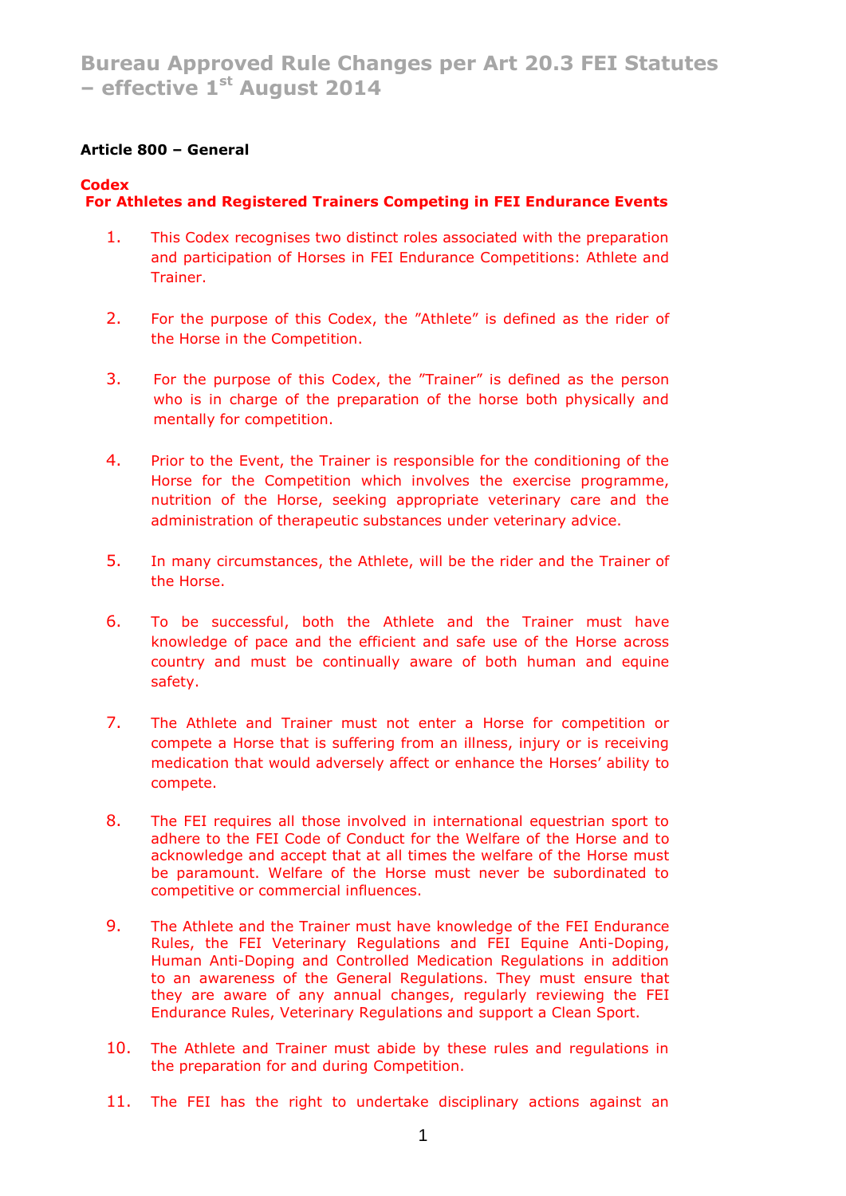# Bureau Approved Rule Changes per Art 20.3 FEI Statutes – effective 1st August 2014

**Article 800 – General**

**Codex**
**For Athletes and Registered Trainers Competing in FEI Endurance Events**

1. This Codex recognises two distinct roles associated with the preparation and participation of Horses in FEI Endurance Competitions: Athlete and Trainer.

2. For the purpose of this Codex, the "Athlete" is defined as the rider of the Horse in the Competition.

3. For the purpose of this Codex, the "Trainer" is defined as the person who is in charge of the preparation of the horse both physically and mentally for competition.

4. Prior to the Event, the Trainer is responsible for the conditioning of the Horse for the Competition which involves the exercise programme, nutrition of the Horse, seeking appropriate veterinary care and the administration of therapeutic substances under veterinary advice.

5. In many circumstances, the Athlete, will be the rider and the Trainer of the Horse.

6. To be successful, both the Athlete and the Trainer must have knowledge of pace and the efficient and safe use of the Horse across country and must be continually aware of both human and equine safety.

7. The Athlete and Trainer must not enter a Horse for competition or compete a Horse that is suffering from an illness, injury or is receiving medication that would adversely affect or enhance the Horses' ability to compete.

8. The FEI requires all those involved in international equestrian sport to adhere to the FEI Code of Conduct for the Welfare of the Horse and to acknowledge and accept that at all times the welfare of the Horse must be paramount. Welfare of the Horse must never be subordinated to competitive or commercial influences.

9. The Athlete and the Trainer must have knowledge of the FEI Endurance Rules, the FEI Veterinary Regulations and FEI Equine Anti-Doping, Human Anti-Doping and Controlled Medication Regulations in addition to an awareness of the General Regulations. They must ensure that they are aware of any annual changes, regularly reviewing the FEI Endurance Rules, Veterinary Regulations and support a Clean Sport.

10. The Athlete and Trainer must abide by these rules and regulations in the preparation for and during Competition.

11. The FEI has the right to undertake disciplinary actions against an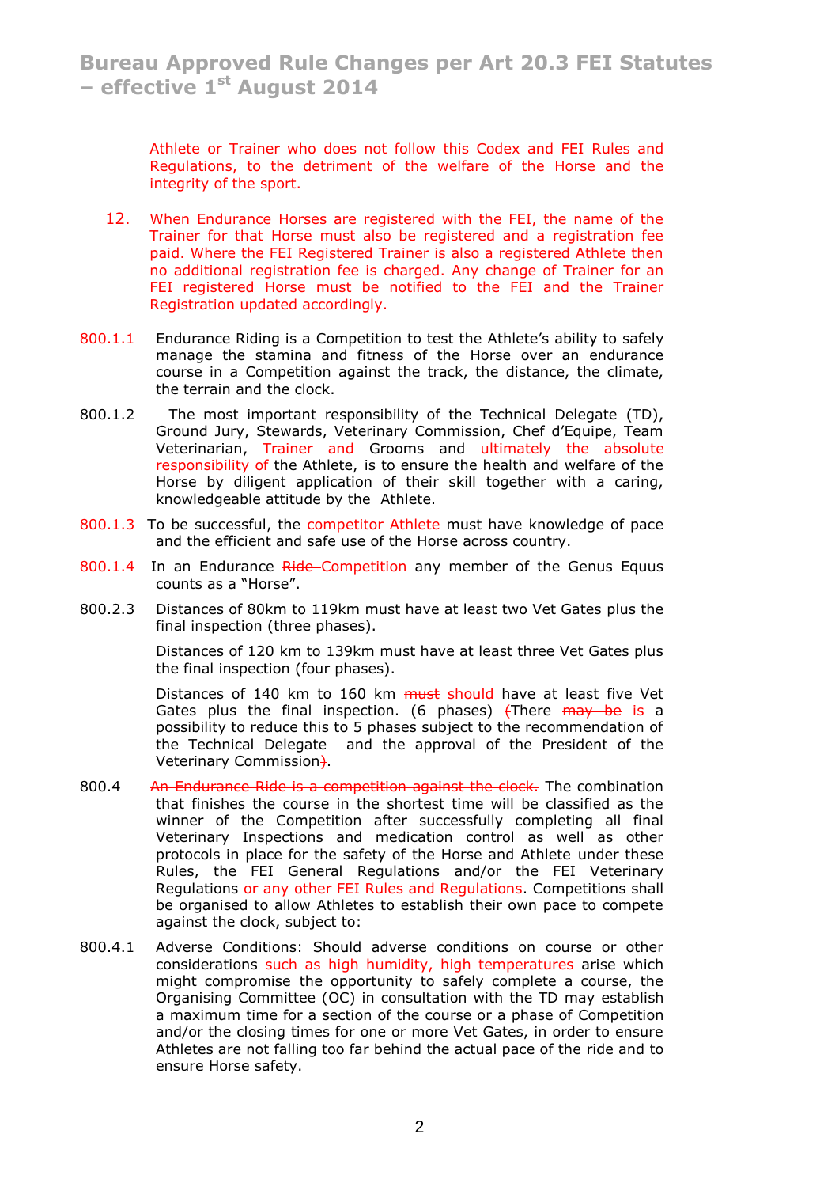Athlete or Trainer who does not follow this Codex and FEI Rules and Regulations, to the detriment of the welfare of the Horse and the integrity of the sport.

12. When Endurance Horses are registered with the FEI, the name of the Trainer for that Horse must also be registered and a registration fee paid. Where the FEI Registered Trainer is also a registered Athlete then no additional registration fee is charged. Any change of Trainer for an FEI registered Horse must be notified to the FEI and the Trainer Registration updated accordingly.

800.1.1 Endurance Riding is a Competition to test the Athlete's ability to safely manage the stamina and fitness of the Horse over an endurance course in a Competition against the track, the distance, the climate, the terrain and the clock.

800.1.2 The most important responsibility of the Technical Delegate (TD), Ground Jury, Stewards, Veterinary Commission, Chef d'Equipe, Team Veterinarian, Trainer and Grooms and ~~ultimately~~ the absolute responsibility of the Athlete, is to ensure the health and welfare of the Horse by diligent application of their skill together with a caring, knowledgeable attitude by the Athlete.

800.1.3 To be successful, the ~~competitor~~ Athlete must have knowledge of pace and the efficient and safe use of the Horse across country.

800.1.4 In an Endurance ~~Ride~~ Competition any member of the Genus Equus counts as a "Horse".

800.2.3 Distances of 80km to 119km must have at least two Vet Gates plus the final inspection (three phases).

Distances of 120 km to 139km must have at least three Vet Gates plus the final inspection (four phases).

Distances of 140 km to 160 km ~~must~~ should have at least five Vet Gates plus the final inspection. (6 phases) ~~(~~There ~~may be~~ is a possibility to reduce this to 5 phases subject to the recommendation of the Technical Delegate and the approval of the President of the Veterinary Commission~~)~~.

800.4 ~~An Endurance Ride is a competition against the clock.~~ The combination that finishes the course in the shortest time will be classified as the winner of the Competition after successfully completing all final Veterinary Inspections and medication control as well as other protocols in place for the safety of the Horse and Athlete under these Rules, the FEI General Regulations and/or the FEI Veterinary Regulations or any other FEI Rules and Regulations. Competitions shall be organised to allow Athletes to establish their own pace to compete against the clock, subject to:

800.4.1 Adverse Conditions: Should adverse conditions on course or other considerations such as high humidity, high temperatures arise which might compromise the opportunity to safely complete a course, the Organising Committee (OC) in consultation with the TD may establish a maximum time for a section of the course or a phase of Competition and/or the closing times for one or more Vet Gates, in order to ensure Athletes are not falling too far behind the actual pace of the ride and to ensure Horse safety.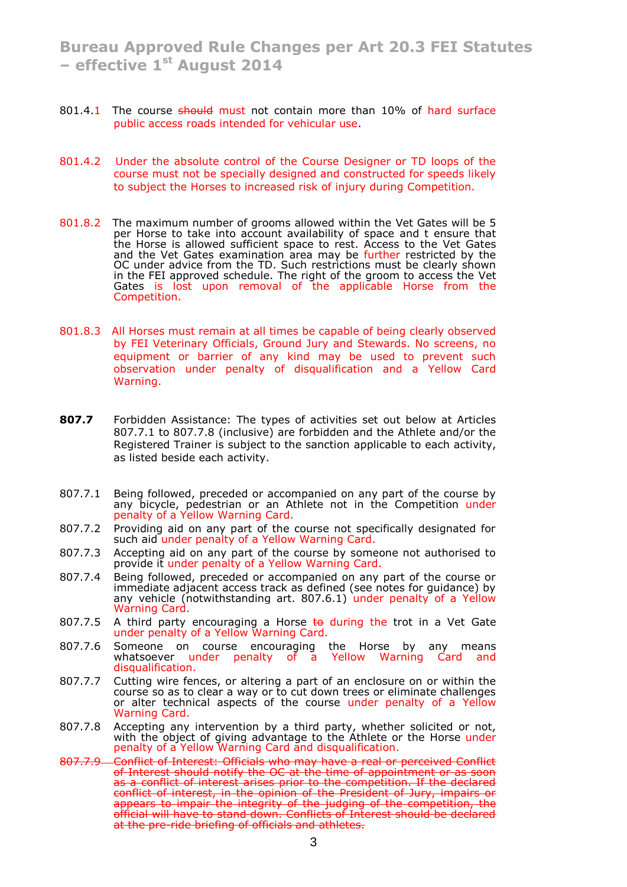801.4.1 The course ~~should~~ must not contain more than 10% of hard surface public access roads intended for vehicular use.

801.4.2 Under the absolute control of the Course Designer or TD loops of the course must not be specially designed and constructed for speeds likely to subject the Horses to increased risk of injury during Competition.

801.8.2 The maximum number of grooms allowed within the Vet Gates will be 5 per Horse to take into account availability of space and t ensure that the Horse is allowed sufficient space to rest. Access to the Vet Gates and the Vet Gates examination area may be further restricted by the OC under advice from the TD. Such restrictions must be clearly shown in the FEI approved schedule. The right of the groom to access the Vet Gates is lost upon removal of the applicable Horse from the Competition.

801.8.3 All Horses must remain at all times be capable of being clearly observed by FEI Veterinary Officials, Ground Jury and Stewards. No screens, no equipment or barrier of any kind may be used to prevent such observation under penalty of disqualification and a Yellow Card Warning.

**807.7** Forbidden Assistance: The types of activities set out below at Articles 807.7.1 to 807.7.8 (inclusive) are forbidden and the Athlete and/or the Registered Trainer is subject to the sanction applicable to each activity, as listed beside each activity.

807.7.1 Being followed, preceded or accompanied on any part of the course by any bicycle, pedestrian or an Athlete not in the Competition under penalty of a Yellow Warning Card.

807.7.2 Providing aid on any part of the course not specifically designated for such aid under penalty of a Yellow Warning Card.

807.7.3 Accepting aid on any part of the course by someone not authorised to provide it under penalty of a Yellow Warning Card.

807.7.4 Being followed, preceded or accompanied on any part of the course or immediate adjacent access track as defined (see notes for guidance) by any vehicle (notwithstanding art. 807.6.1) under penalty of a Yellow Warning Card.

807.7.5 A third party encouraging a Horse ~~to~~ during the trot in a Vet Gate under penalty of a Yellow Warning Card.

807.7.6 Someone on course encouraging the Horse by any means whatsoever under penalty of a Yellow Warning Card and disqualification.

807.7.7 Cutting wire fences, or altering a part of an enclosure on or within the course so as to clear a way or to cut down trees or eliminate challenges or alter technical aspects of the course under penalty of a Yellow Warning Card.

807.7.8 Accepting any intervention by a third party, whether solicited or not, with the object of giving advantage to the Athlete or the Horse under penalty of a Yellow Warning Card and disqualification.

~~807.7.9 Conflict of Interest: Officials who may have a real or perceived Conflict of Interest should notify the OC at the time of appointment or as soon as a conflict of interest arises prior to the competition. If the declared conflict of interest, in the opinion of the President of Jury, impairs or appears to impair the integrity of the judging of the competition, the official will have to stand down. Conflicts of Interest should be declared at the pre-ride briefing of officials and athletes.~~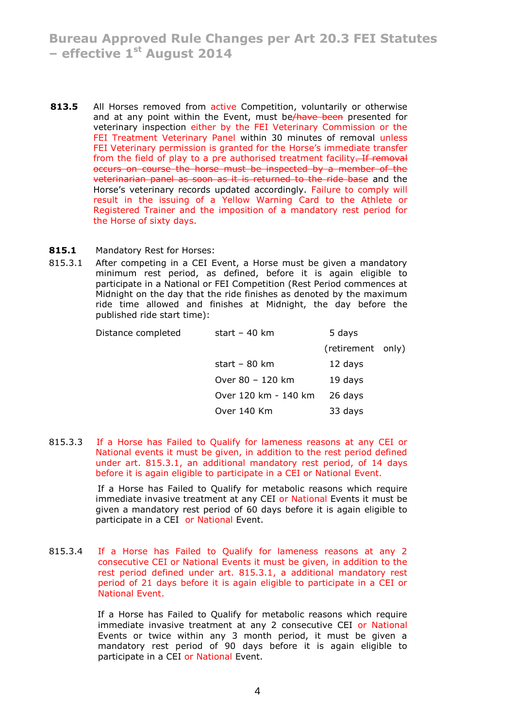**813.5** All Horses removed from active Competition, voluntarily or otherwise and at any point within the Event, must be~~/have been~~ presented for veterinary inspection either by the FEI Veterinary Commission or the FEI Treatment Veterinary Panel within 30 minutes of removal unless FEI Veterinary permission is granted for the Horse's immediate transfer from the field of play to a pre authorised treatment facility. ~~If removal occurs on course the horse must be inspected by a member of the veterinarian panel as soon as it is returned to the ride base~~ and the Horse's veterinary records updated accordingly. Failure to comply will result in the issuing of a Yellow Warning Card to the Athlete or Registered Trainer and the imposition of a mandatory rest period for the Horse of sixty days.

**815.1** Mandatory Rest for Horses:

815.3.1 After competing in a CEI Event, a Horse must be given a mandatory minimum rest period, as defined, before it is again eligible to participate in a National or FEI Competition (Rest Period commences at Midnight on the day that the ride finishes as denoted by the maximum ride time allowed and finishes at Midnight, the day before the published ride start time):

| Distance completed | start – 40 km | 5 days (retirement only) |
|---|---|---|
| | start – 80 km | 12 days |
| | Over 80 – 120 km | 19 days |
| | Over 120 km - 140 km | 26 days |
| | Over 140 Km | 33 days |

815.3.3 If a Horse has Failed to Qualify for lameness reasons at any CEI or National events it must be given, in addition to the rest period defined under art. 815.3.1, an additional mandatory rest period, of 14 days before it is again eligible to participate in a CEI or National Event.

If a Horse has Failed to Qualify for metabolic reasons which require immediate invasive treatment at any CEI or National Events it must be given a mandatory rest period of 60 days before it is again eligible to participate in a CEI or National Event.

815.3.4 If a Horse has Failed to Qualify for lameness reasons at any 2 consecutive CEI or National Events it must be given, in addition to the rest period defined under art. 815.3.1, a additional mandatory rest period of 21 days before it is again eligible to participate in a CEI or National Event.

If a Horse has Failed to Qualify for metabolic reasons which require immediate invasive treatment at any 2 consecutive CEI or National Events or twice within any 3 month period, it must be given a mandatory rest period of 90 days before it is again eligible to participate in a CEI or National Event.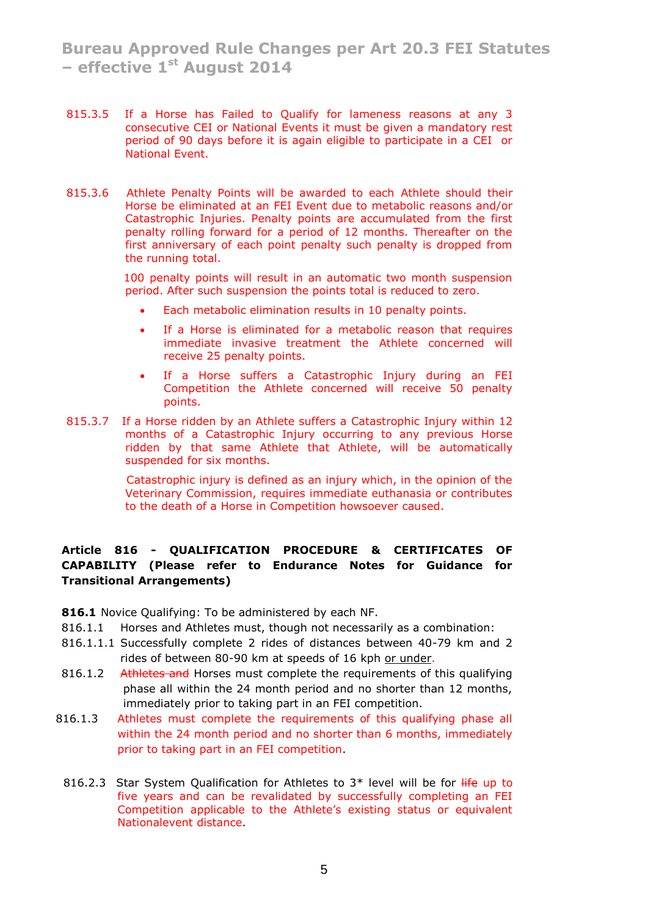815.3.5 If a Horse has Failed to Qualify for lameness reasons at any 3 consecutive CEI or National Events it must be given a mandatory rest period of 90 days before it is again eligible to participate in a CEI or National Event.

815.3.6 Athlete Penalty Points will be awarded to each Athlete should their Horse be eliminated at an FEI Event due to metabolic reasons and/or Catastrophic Injuries. Penalty points are accumulated from the first penalty rolling forward for a period of 12 months. Thereafter on the first anniversary of each point penalty such penalty is dropped from the running total.

100 penalty points will result in an automatic two month suspension period. After such suspension the points total is reduced to zero.

- Each metabolic elimination results in 10 penalty points.
- If a Horse is eliminated for a metabolic reason that requires immediate invasive treatment the Athlete concerned will receive 25 penalty points.
- If a Horse suffers a Catastrophic Injury during an FEI Competition the Athlete concerned will receive 50 penalty points.

815.3.7 If a Horse ridden by an Athlete suffers a Catastrophic Injury within 12 months of a Catastrophic Injury occurring to any previous Horse ridden by that same Athlete that Athlete, will be automatically suspended for six months.

Catastrophic injury is defined as an injury which, in the opinion of the Veterinary Commission, requires immediate euthanasia or contributes to the death of a Horse in Competition howsoever caused.

**Article 816 - QUALIFICATION PROCEDURE & CERTIFICATES OF CAPABILITY (Please refer to Endurance Notes for Guidance for Transitional Arrangements)**

**816.1** Novice Qualifying: To be administered by each NF.

816.1.1 Horses and Athletes must, though not necessarily as a combination:

816.1.1.1 Successfully complete 2 rides of distances between 40-79 km and 2 rides of between 80-90 km at speeds of 16 kph <u>or under</u>.

816.1.2 ~~Athletes and~~ Horses must complete the requirements of this qualifying phase all within the 24 month period and no shorter than 12 months, immediately prior to taking part in an FEI competition.

816.1.3 Athletes must complete the requirements of this qualifying phase all within the 24 month period and no shorter than 6 months, immediately prior to taking part in an FEI competition.

816.2.3 Star System Qualification for Athletes to 3* level will be for ~~life~~ up to five years and can be revalidated by successfully completing an FEI Competition applicable to the Athlete's existing status or equivalent Nationalevent distance.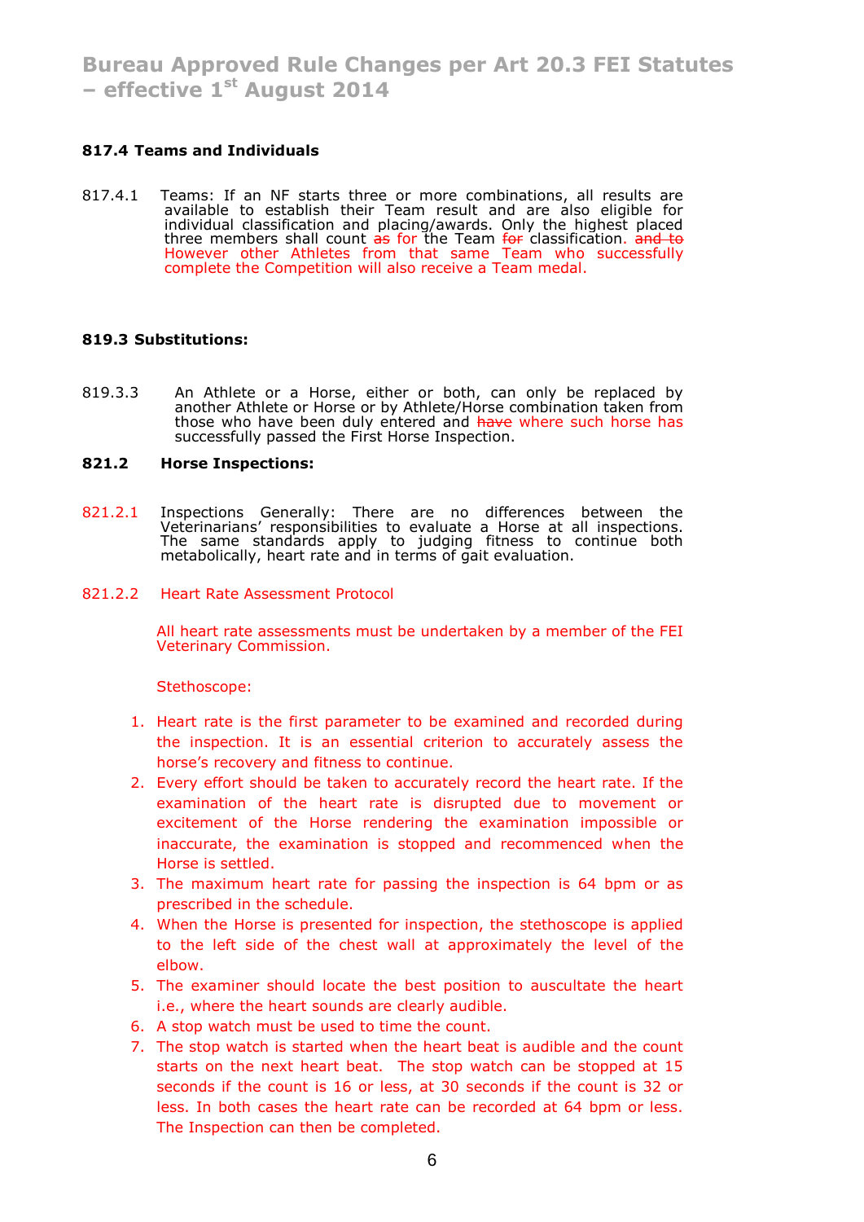# Bureau Approved Rule Changes per Art 20.3 FEI Statutes – effective 1st August 2014

### 817.4 Teams and Individuals

817.4.1 Teams: If an NF starts three or more combinations, all results are available to establish their Team result and are also eligible for individual classification and placing/awards. Only the highest placed three members shall count ~~as~~ for the Team ~~for~~ classification. ~~and to~~ However other Athletes from that same Team who successfully complete the Competition will also receive a Team medal.

### 819.3 Substitutions:

819.3.3 An Athlete or a Horse, either or both, can only be replaced by another Athlete or Horse or by Athlete/Horse combination taken from those who have been duly entered and ~~have~~ where such horse has successfully passed the First Horse Inspection.

### 821.2 Horse Inspections:

821.2.1 Inspections Generally: There are no differences between the Veterinarians' responsibilities to evaluate a Horse at all inspections. The same standards apply to judging fitness to continue both metabolically, heart rate and in terms of gait evaluation.

821.2.2 Heart Rate Assessment Protocol

All heart rate assessments must be undertaken by a member of the FEI Veterinary Commission.

Stethoscope:

1. Heart rate is the first parameter to be examined and recorded during the inspection. It is an essential criterion to accurately assess the horse's recovery and fitness to continue.
2. Every effort should be taken to accurately record the heart rate. If the examination of the heart rate is disrupted due to movement or excitement of the Horse rendering the examination impossible or inaccurate, the examination is stopped and recommenced when the Horse is settled.
3. The maximum heart rate for passing the inspection is 64 bpm or as prescribed in the schedule.
4. When the Horse is presented for inspection, the stethoscope is applied to the left side of the chest wall at approximately the level of the elbow.
5. The examiner should locate the best position to auscultate the heart i.e., where the heart sounds are clearly audible.
6. A stop watch must be used to time the count.
7. The stop watch is started when the heart beat is audible and the count starts on the next heart beat. The stop watch can be stopped at 15 seconds if the count is 16 or less, at 30 seconds if the count is 32 or less. In both cases the heart rate can be recorded at 64 bpm or less. The Inspection can then be completed.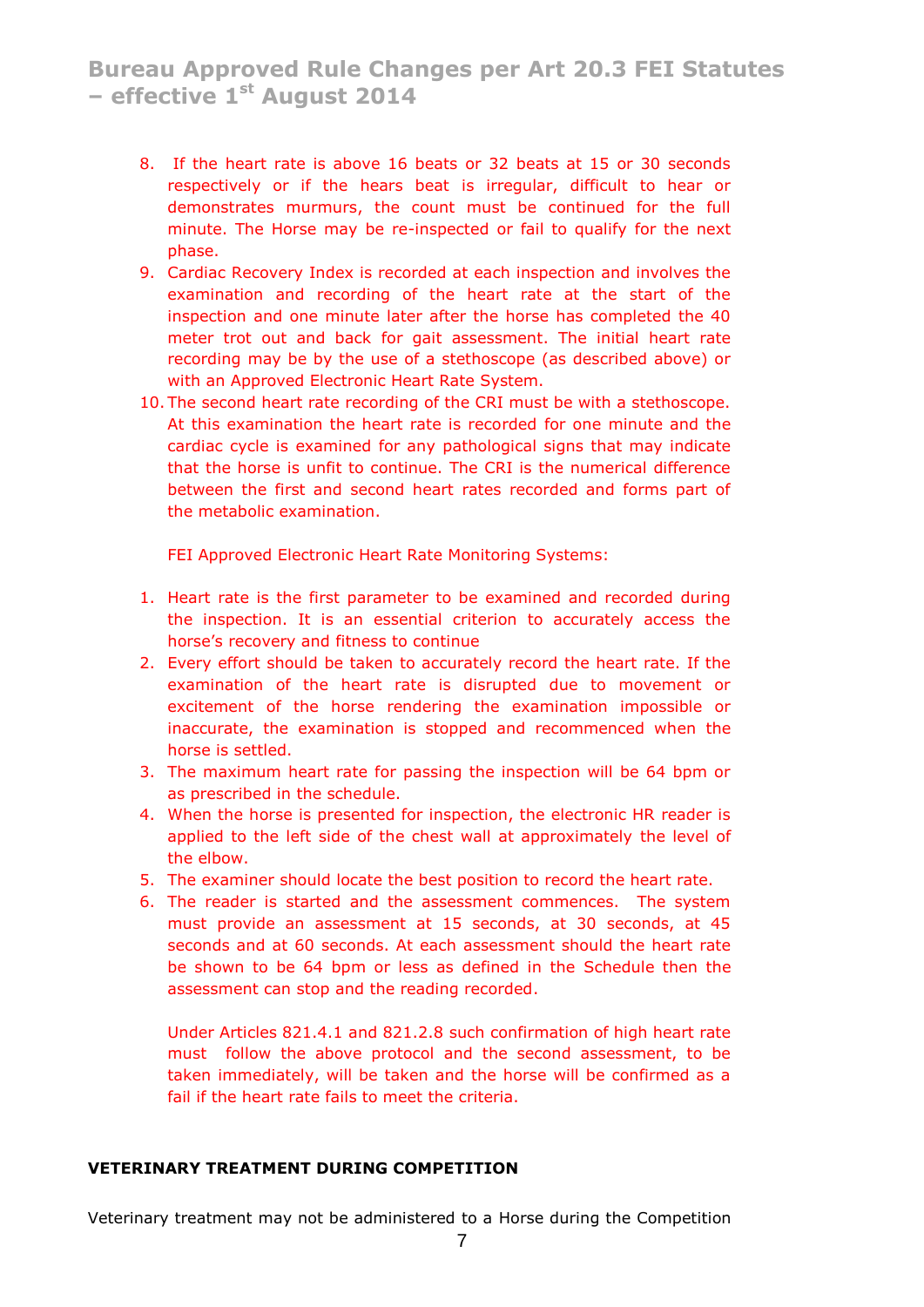8. If the heart rate is above 16 beats or 32 beats at 15 or 30 seconds respectively or if the hears beat is irregular, difficult to hear or demonstrates murmurs, the count must be continued for the full minute. The Horse may be re-inspected or fail to qualify for the next phase.
9. Cardiac Recovery Index is recorded at each inspection and involves the examination and recording of the heart rate at the start of the inspection and one minute later after the horse has completed the 40 meter trot out and back for gait assessment. The initial heart rate recording may be by the use of a stethoscope (as described above) or with an Approved Electronic Heart Rate System.
10. The second heart rate recording of the CRI must be with a stethoscope. At this examination the heart rate is recorded for one minute and the cardiac cycle is examined for any pathological signs that may indicate that the horse is unfit to continue. The CRI is the numerical difference between the first and second heart rates recorded and forms part of the metabolic examination.

FEI Approved Electronic Heart Rate Monitoring Systems:

1. Heart rate is the first parameter to be examined and recorded during the inspection. It is an essential criterion to accurately access the horse's recovery and fitness to continue
2. Every effort should be taken to accurately record the heart rate. If the examination of the heart rate is disrupted due to movement or excitement of the horse rendering the examination impossible or inaccurate, the examination is stopped and recommenced when the horse is settled.
3. The maximum heart rate for passing the inspection will be 64 bpm or as prescribed in the schedule.
4. When the horse is presented for inspection, the electronic HR reader is applied to the left side of the chest wall at approximately the level of the elbow.
5. The examiner should locate the best position to record the heart rate.
6. The reader is started and the assessment commences. The system must provide an assessment at 15 seconds, at 30 seconds, at 45 seconds and at 60 seconds. At each assessment should the heart rate be shown to be 64 bpm or less as defined in the Schedule then the assessment can stop and the reading recorded.

Under Articles 821.4.1 and 821.2.8 such confirmation of high heart rate must follow the above protocol and the second assessment, to be taken immediately, will be taken and the horse will be confirmed as a fail if the heart rate fails to meet the criteria.

**VETERINARY TREATMENT DURING COMPETITION**

Veterinary treatment may not be administered to a Horse during the Competition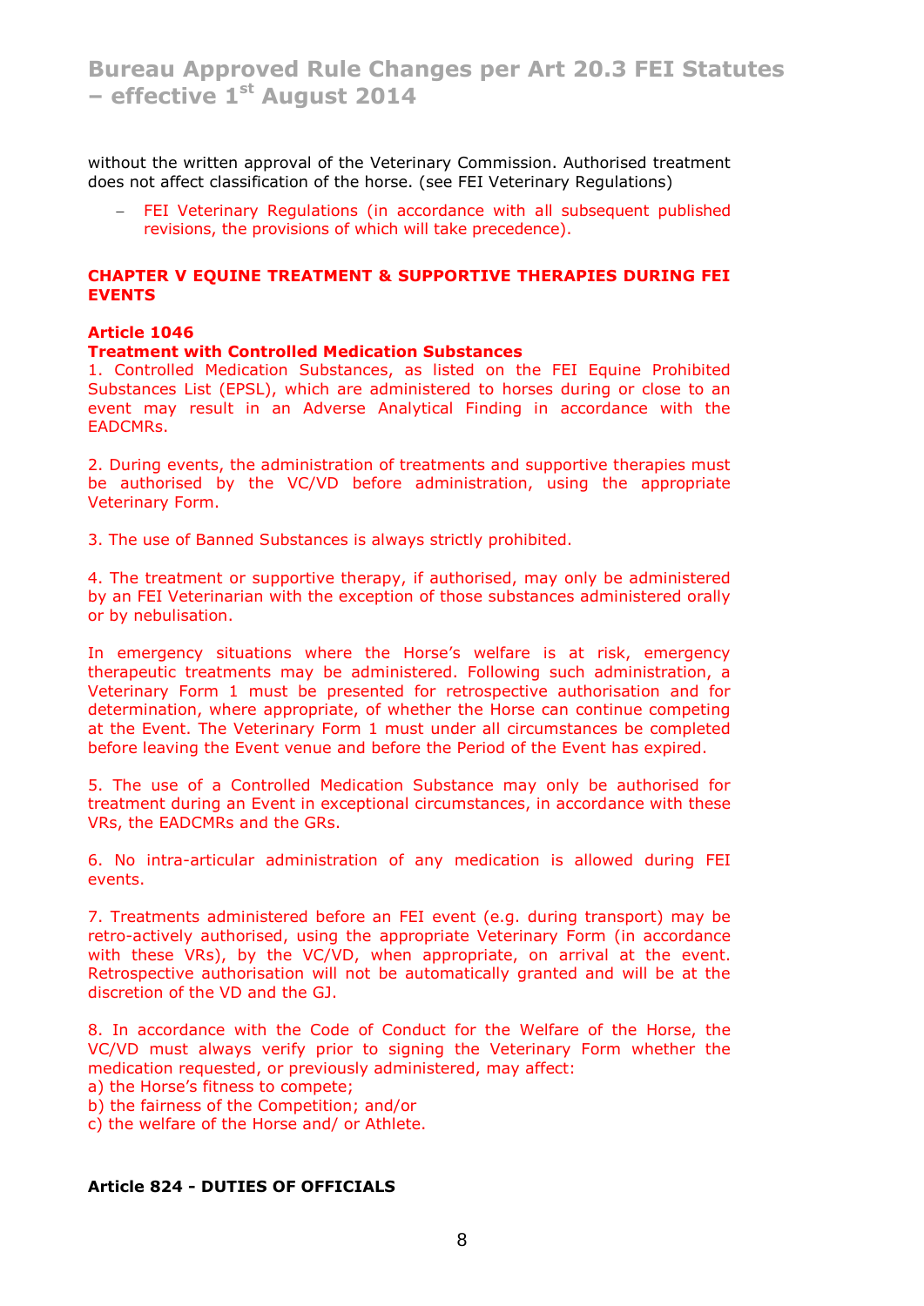without the written approval of the Veterinary Commission. Authorised treatment does not affect classification of the horse. (see FEI Veterinary Regulations)

- FEI Veterinary Regulations (in accordance with all subsequent published revisions, the provisions of which will take precedence).

## CHAPTER V EQUINE TREATMENT & SUPPORTIVE THERAPIES DURING FEI EVENTS

### Article 1046
### Treatment with Controlled Medication Substances

1. Controlled Medication Substances, as listed on the FEI Equine Prohibited Substances List (EPSL), which are administered to horses during or close to an event may result in an Adverse Analytical Finding in accordance with the EADCMRs.

2. During events, the administration of treatments and supportive therapies must be authorised by the VC/VD before administration, using the appropriate Veterinary Form.

3. The use of Banned Substances is always strictly prohibited.

4. The treatment or supportive therapy, if authorised, may only be administered by an FEI Veterinarian with the exception of those substances administered orally or by nebulisation.

In emergency situations where the Horse's welfare is at risk, emergency therapeutic treatments may be administered. Following such administration, a Veterinary Form 1 must be presented for retrospective authorisation and for determination, where appropriate, of whether the Horse can continue competing at the Event. The Veterinary Form 1 must under all circumstances be completed before leaving the Event venue and before the Period of the Event has expired.

5. The use of a Controlled Medication Substance may only be authorised for treatment during an Event in exceptional circumstances, in accordance with these VRs, the EADCMRs and the GRs.

6. No intra-articular administration of any medication is allowed during FEI events.

7. Treatments administered before an FEI event (e.g. during transport) may be retro-actively authorised, using the appropriate Veterinary Form (in accordance with these VRs), by the VC/VD, when appropriate, on arrival at the event. Retrospective authorisation will not be automatically granted and will be at the discretion of the VD and the GJ.

8. In accordance with the Code of Conduct for the Welfare of the Horse, the VC/VD must always verify prior to signing the Veterinary Form whether the medication requested, or previously administered, may affect:
a) the Horse's fitness to compete;
b) the fairness of the Competition; and/or
c) the welfare of the Horse and/ or Athlete.

### Article 824 - DUTIES OF OFFICIALS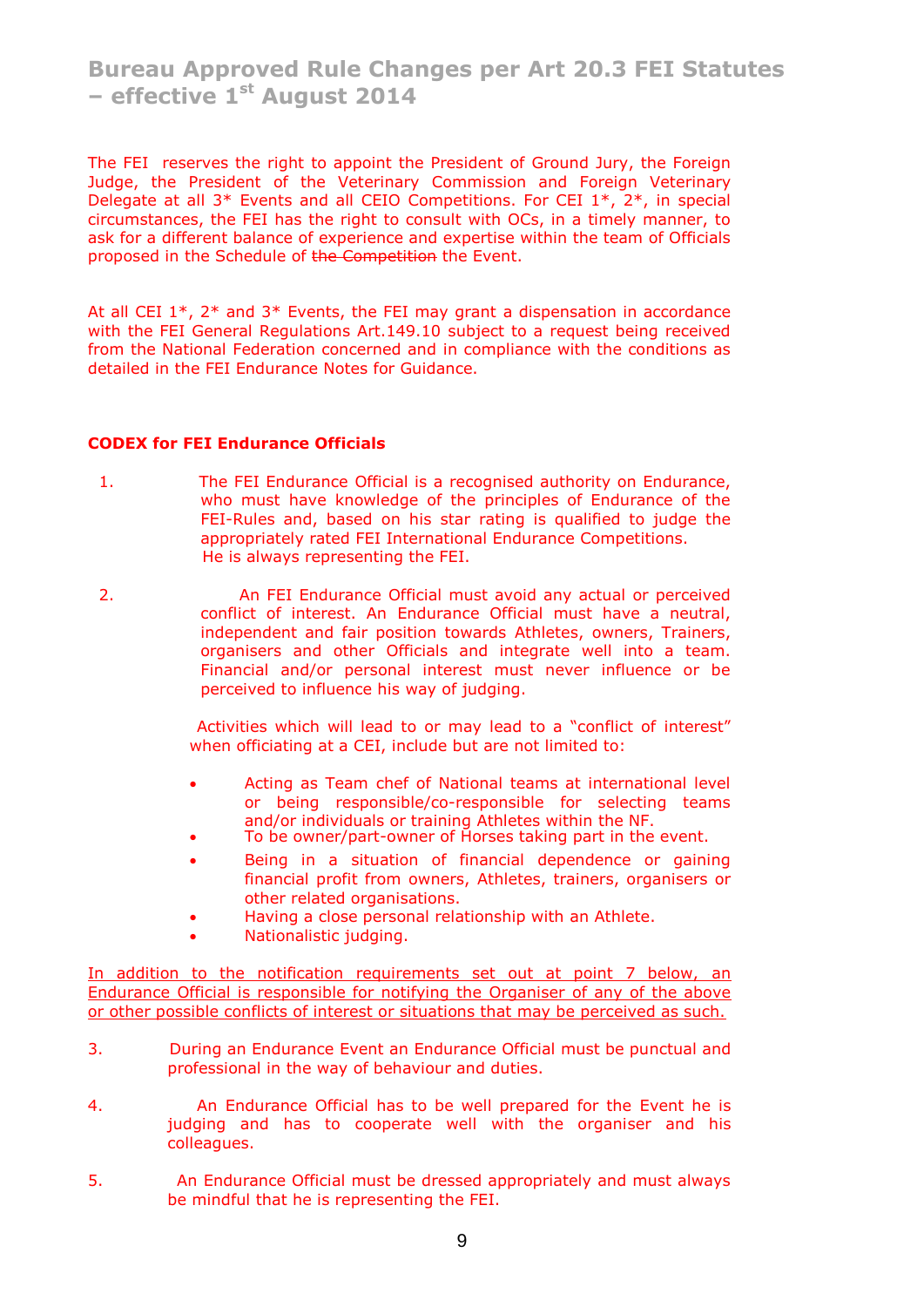The FEI reserves the right to appoint the President of Ground Jury, the Foreign Judge, the President of the Veterinary Commission and Foreign Veterinary Delegate at all 3* Events and all CEIO Competitions. For CEI 1*, 2*, in special circumstances, the FEI has the right to consult with OCs, in a timely manner, to ask for a different balance of experience and expertise within the team of Officials proposed in the Schedule of ~~the Competition~~ the Event.

At all CEI 1*, 2* and 3* Events, the FEI may grant a dispensation in accordance with the FEI General Regulations Art.149.10 subject to a request being received from the National Federation concerned and in compliance with the conditions as detailed in the FEI Endurance Notes for Guidance.

**CODEX for FEI Endurance Officials**

1. The FEI Endurance Official is a recognised authority on Endurance, who must have knowledge of the principles of Endurance of the FEI-Rules and, based on his star rating is qualified to judge the appropriately rated FEI International Endurance Competitions.
   He is always representing the FEI.

2. An FEI Endurance Official must avoid any actual or perceived conflict of interest. An Endurance Official must have a neutral, independent and fair position towards Athletes, owners, Trainers, organisers and other Officials and integrate well into a team. Financial and/or personal interest must never influence or be perceived to influence his way of judging.

   Activities which will lead to or may lead to a "conflict of interest" when officiating at a CEI, include but are not limited to:

   - Acting as Team chef of National teams at international level or being responsible/co-responsible for selecting teams and/or individuals or training Athletes within the NF.
   - To be owner/part-owner of Horses taking part in the event.
   - Being in a situation of financial dependence or gaining financial profit from owners, Athletes, trainers, organisers or other related organisations.
   - Having a close personal relationship with an Athlete.
   - Nationalistic judging.

<u>In addition to the notification requirements set out at point 7 below, an Endurance Official is responsible for notifying the Organiser of any of the above or other possible conflicts of interest or situations that may be perceived as such.</u>

3. During an Endurance Event an Endurance Official must be punctual and professional in the way of behaviour and duties.

4. An Endurance Official has to be well prepared for the Event he is judging and has to cooperate well with the organiser and his colleagues.

5. An Endurance Official must be dressed appropriately and must always be mindful that he is representing the FEI.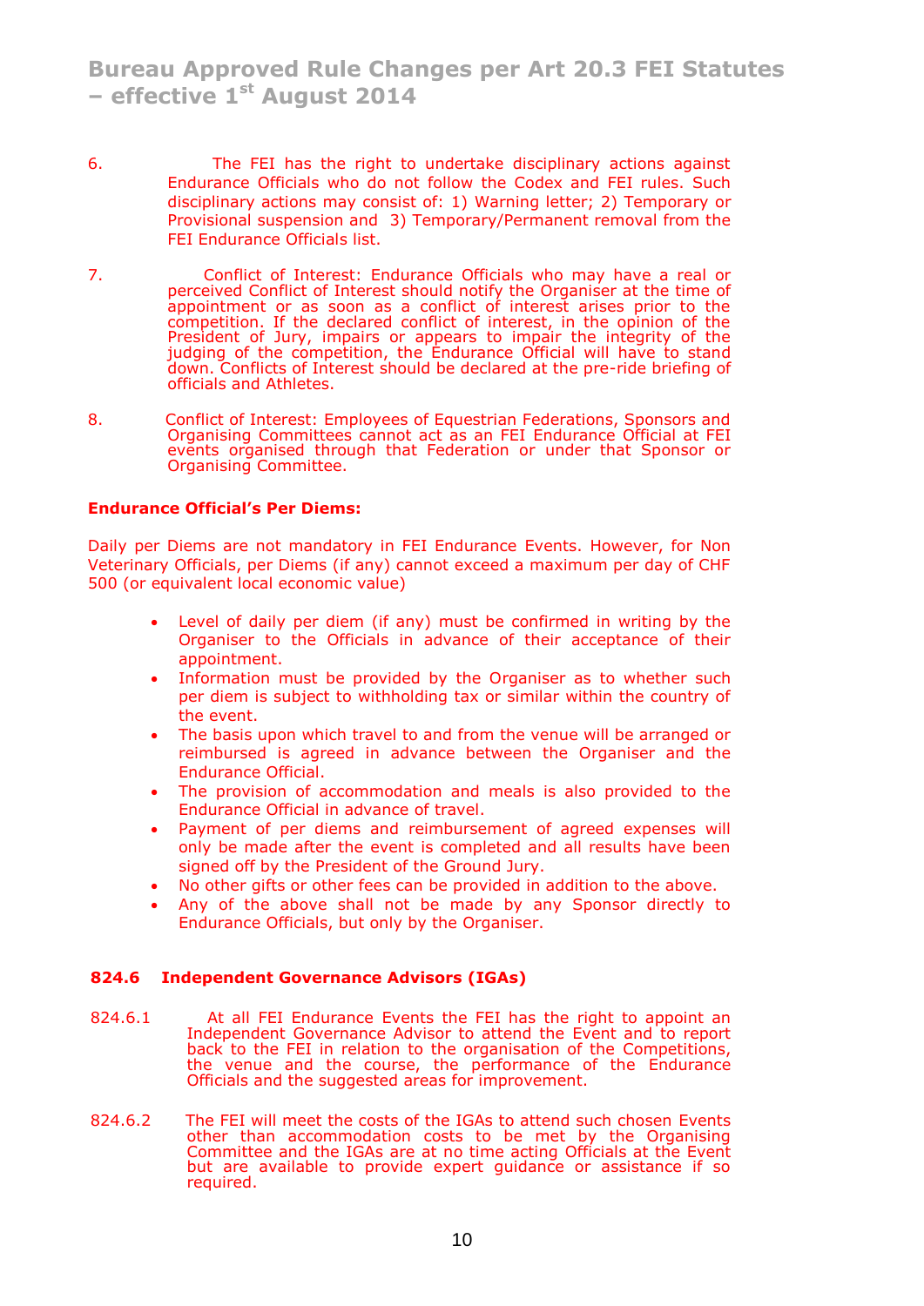6. The FEI has the right to undertake disciplinary actions against Endurance Officials who do not follow the Codex and FEI rules. Such disciplinary actions may consist of: 1) Warning letter; 2) Temporary or Provisional suspension and 3) Temporary/Permanent removal from the FEI Endurance Officials list.

7. Conflict of Interest: Endurance Officials who may have a real or perceived Conflict of Interest should notify the Organiser at the time of appointment or as soon as a conflict of interest arises prior to the competition. If the declared conflict of interest, in the opinion of the President of Jury, impairs or appears to impair the integrity of the judging of the competition, the Endurance Official will have to stand down. Conflicts of Interest should be declared at the pre-ride briefing of officials and Athletes.

8. Conflict of Interest: Employees of Equestrian Federations, Sponsors and Organising Committees cannot act as an FEI Endurance Official at FEI events organised through that Federation or under that Sponsor or Organising Committee.

**Endurance Official's Per Diems:**

Daily per Diems are not mandatory in FEI Endurance Events. However, for Non Veterinary Officials, per Diems (if any) cannot exceed a maximum per day of CHF 500 (or equivalent local economic value)

- Level of daily per diem (if any) must be confirmed in writing by the Organiser to the Officials in advance of their acceptance of their appointment.
- Information must be provided by the Organiser as to whether such per diem is subject to withholding tax or similar within the country of the event.
- The basis upon which travel to and from the venue will be arranged or reimbursed is agreed in advance between the Organiser and the Endurance Official.
- The provision of accommodation and meals is also provided to the Endurance Official in advance of travel.
- Payment of per diems and reimbursement of agreed expenses will only be made after the event is completed and all results have been signed off by the President of the Ground Jury.
- No other gifts or other fees can be provided in addition to the above.
- Any of the above shall not be made by any Sponsor directly to Endurance Officials, but only by the Organiser.

### 824.6 Independent Governance Advisors (IGAs)

824.6.1 At all FEI Endurance Events the FEI has the right to appoint an Independent Governance Advisor to attend the Event and to report back to the FEI in relation to the organisation of the Competitions, the venue and the course, the performance of the Endurance Officials and the suggested areas for improvement.

824.6.2 The FEI will meet the costs of the IGAs to attend such chosen Events other than accommodation costs to be met by the Organising Committee and the IGAs are at no time acting Officials at the Event but are available to provide expert guidance or assistance if so required.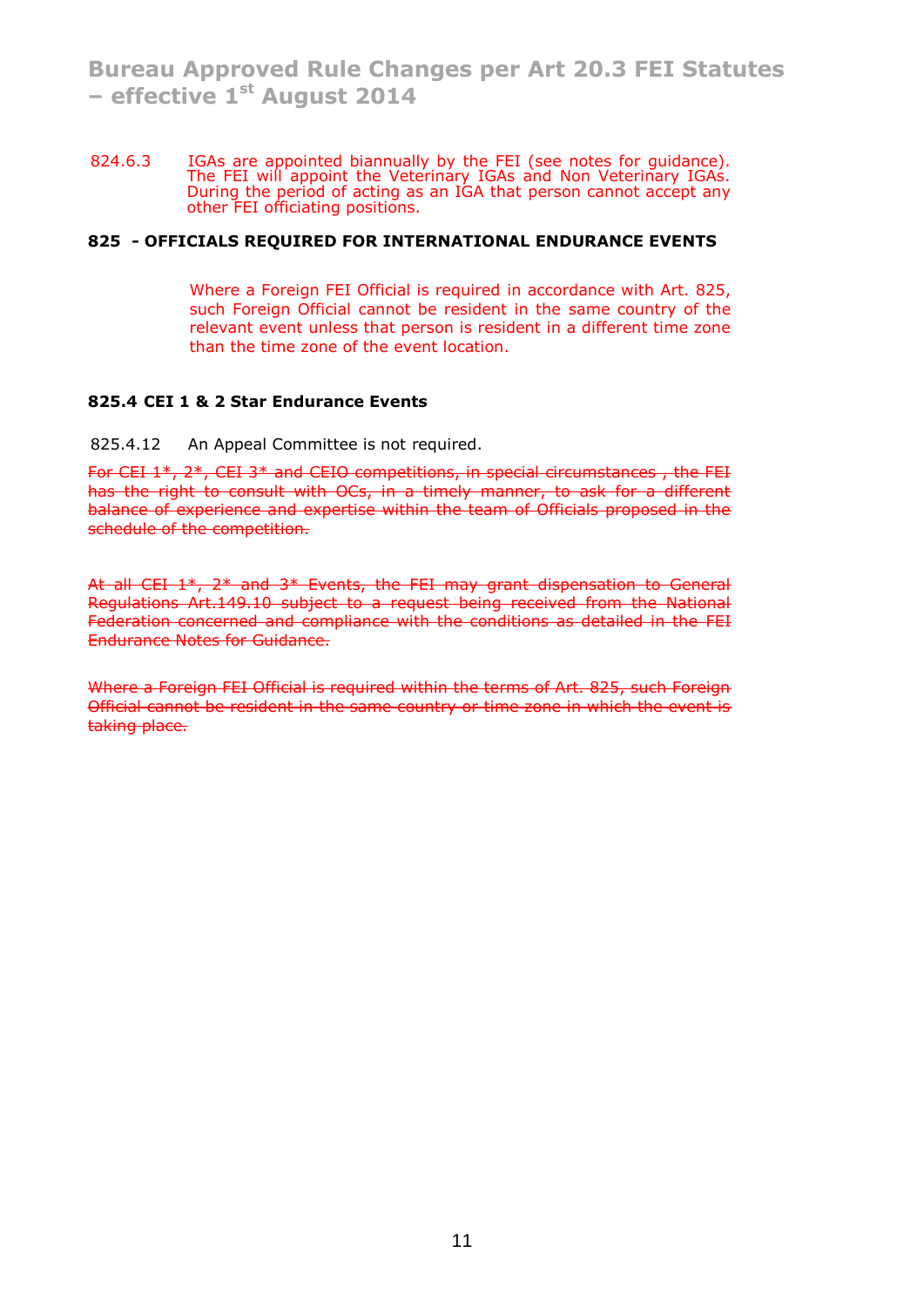824.6.3 IGAs are appointed biannually by the FEI (see notes for guidance). The FEI will appoint the Veterinary IGAs and Non Veterinary IGAs. During the period of acting as an IGA that person cannot accept any other FEI officiating positions.

**825 - OFFICIALS REQUIRED FOR INTERNATIONAL ENDURANCE EVENTS**

Where a Foreign FEI Official is required in accordance with Art. 825, such Foreign Official cannot be resident in the same country of the relevant event unless that person is resident in a different time zone than the time zone of the event location.

**825.4 CEI 1 & 2 Star Endurance Events**

825.4.12 An Appeal Committee is not required.

~~For CEI 1*, 2*, CEI 3* and CEIO competitions, in special circumstances , the FEI has the right to consult with OCs, in a timely manner, to ask for a different balance of experience and expertise within the team of Officials proposed in the schedule of the competition.~~

~~At all CEI 1*, 2* and 3* Events, the FEI may grant dispensation to General Regulations Art.149.10 subject to a request being received from the National Federation concerned and compliance with the conditions as detailed in the FEI Endurance Notes for Guidance.~~

~~Where a Foreign FEI Official is required within the terms of Art. 825, such Foreign Official cannot be resident in the same country or time zone in which the event is taking place.~~